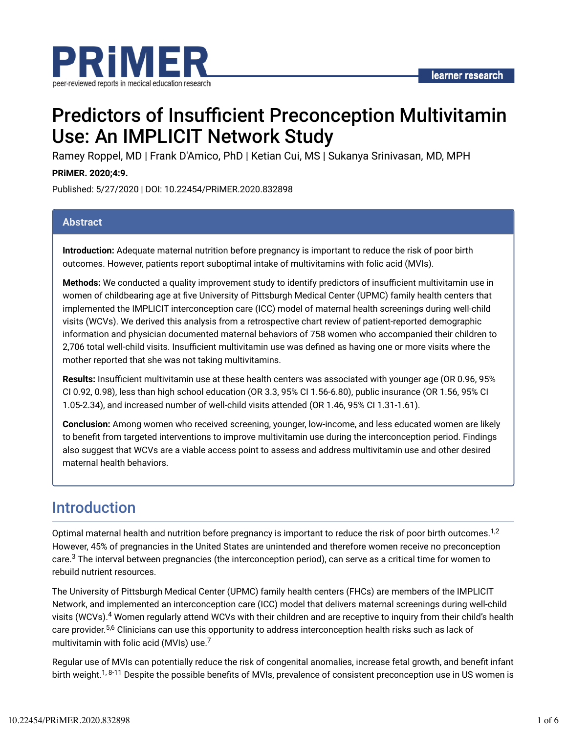# Predictors of Insufficient Preconception Multivitamin Use: An IMPLICIT Network Study

Ramey Roppel, MD | Frank D'Amico, PhD | Ketian Cui, MS | Sukanya Srinivasan, MD, MPH

**PRiMER. 2020;4:9.**

Published: 5/27/2020 | DOI: 10.22454/PRiMER.2020.832898

## Abstract

**Introduction:** Adequate maternal nutrition before pregnancy is important to reduce the risk of poor birth outcomes. However, patients report suboptimal intake of multivitamins with folic acid (MVIs).

**Methods:** We conducted a quality improvement study to identify predictors of insufficient multivitamin use in women of childbearing age at five University of Pittsburgh Medical Center (UPMC) family health centers that implemented the IMPLICIT interconception care (ICC) model of maternal health screenings during well-child visits (WCVs). We derived this analysis from a retrospective chart review of patient-reported demographic information and physician documented maternal behaviors of 758 women who accompanied their children to 2,706 total well-child visits. Insufficient multivitamin use was defined as having one or more visits where the mother reported that she was not taking multivitamins.

**Results:** Insufficient multivitamin use at these health centers was associated with younger age (OR 0.96, 95% CI 0.92, 0.98), less than high school education (OR 3.3, 95% CI 1.56-6.80), public insurance (OR 1.56, 95% CI 1.05-2.34), and increased number of well-child visits attended (OR 1.46, 95% CI 1.31-1.61).

**Conclusion:** Among women who received screening, younger, low-income, and less educated women are likely to benefit from targeted interventions to improve multivitamin use during the interconception period. Findings also suggest that WCVs are a viable access point to assess and address multivitamin use and other desired maternal health behaviors.

## Introduction

Optimal maternal health and nutrition before pregnancy is important to reduce the risk of poor birth outcomes.[1,2] However, 45% of pregnancies in the United States are unintended and therefore women receive no preconception care.[3] The interval between pregnancies (the interconception period), can serve as a critical time for women to rebuild nutrient resources.

The University of Pittsburgh Medical Center (UPMC) family health centers (FHCs) are members of the IMPLICIT Network, and implemented an interconception care (ICC) model that delivers maternal screenings during well-child visits (WCVs).[4] Women regularly attend WCVs with their children and are receptive to inquiry from their child's health care provider.[5,6] Clinicians can use this opportunity to address interconception health risks such as lack of multivitamin with folic acid (MVIs) use.[7]

Regular use of MVIs can potentially reduce the risk of congenital anomalies, increase fetal growth, and benefit infant birth weight.[1, 8-11] Despite the possible benefits of MVIs, prevalence of consistent preconception use in US women is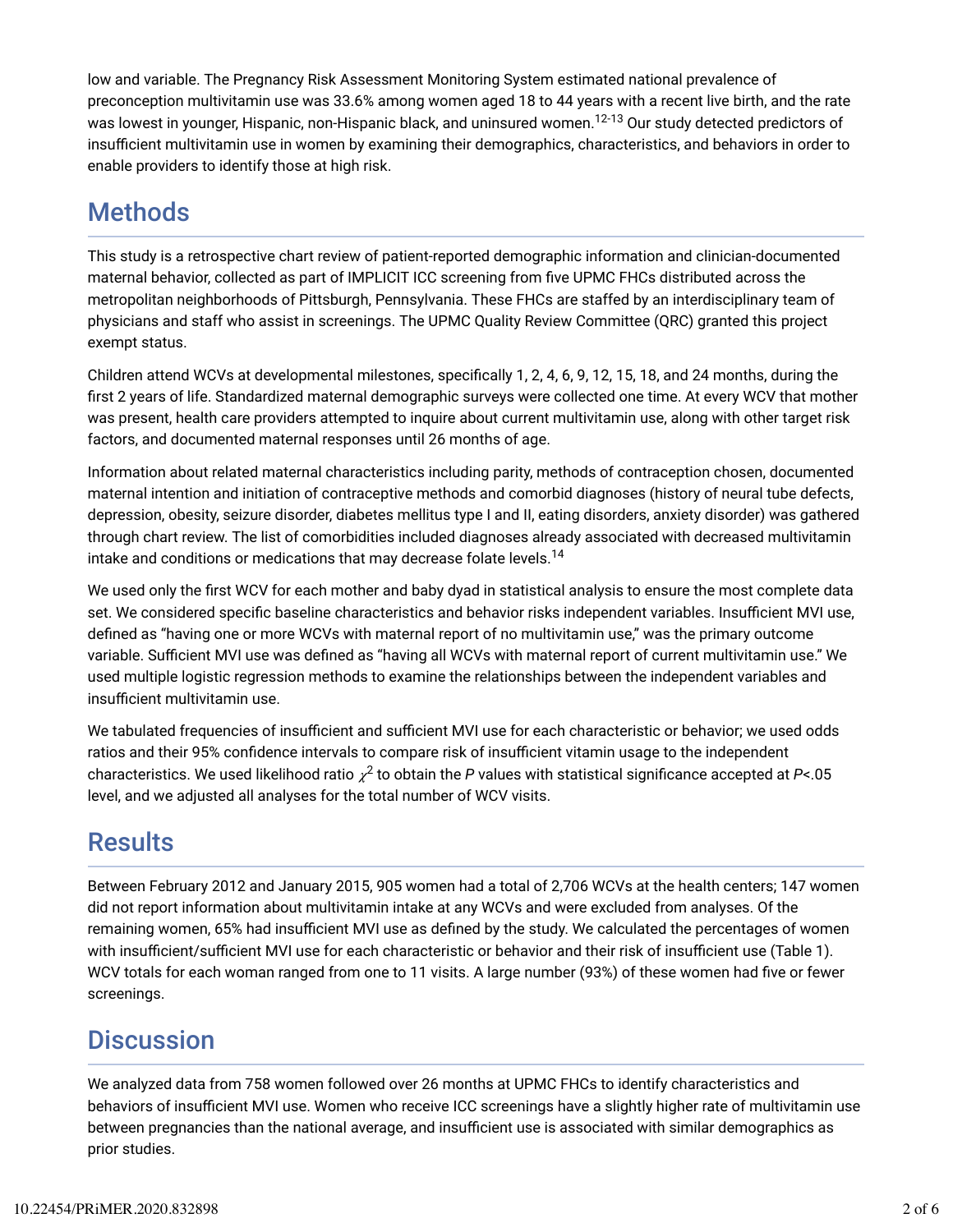low and variable. The Pregnancy Risk Assessment Monitoring System estimated national prevalence of preconception multivitamin use was 33.6% among women aged 18 to 44 years with a recent live birth, and the rate was lowest in younger, Hispanic, non-Hispanic black, and uninsured women.[12-13] Our study detected predictors of insufficient multivitamin use in women by examining their demographics, characteristics, and behaviors in order to enable providers to identify those at high risk.

## Methods

This study is a retrospective chart review of patient-reported demographic information and clinician-documented maternal behavior, collected as part of IMPLICIT ICC screening from five UPMC FHCs distributed across the metropolitan neighborhoods of Pittsburgh, Pennsylvania. These FHCs are staffed by an interdisciplinary team of physicians and staff who assist in screenings. The UPMC Quality Review Committee (QRC) granted this project exempt status.

Children attend WCVs at developmental milestones, specifically 1, 2, 4, 6, 9, 12, 15, 18, and 24 months, during the first 2 years of life. Standardized maternal demographic surveys were collected one time. At every WCV that mother was present, health care providers attempted to inquire about current multivitamin use, along with other target risk factors, and documented maternal responses until 26 months of age.

Information about related maternal characteristics including parity, methods of contraception chosen, documented maternal intention and initiation of contraceptive methods and comorbid diagnoses (history of neural tube defects, depression, obesity, seizure disorder, diabetes mellitus type I and II, eating disorders, anxiety disorder) was gathered through chart review. The list of comorbidities included diagnoses already associated with decreased multivitamin intake and conditions or medications that may decrease folate levels.[14]

We used only the first WCV for each mother and baby dyad in statistical analysis to ensure the most complete data set. We considered specific baseline characteristics and behavior risks independent variables. Insufficient MVI use, defined as "having one or more WCVs with maternal report of no multivitamin use," was the primary outcome variable. Sufficient MVI use was defined as "having all WCVs with maternal report of current multivitamin use." We used multiple logistic regression methods to examine the relationships between the independent variables and insufficient multivitamin use.

We tabulated frequencies of insufficient and sufficient MVI use for each characteristic or behavior; we used odds ratios and their 95% confidence intervals to compare risk of insufficient vitamin usage to the independent characteristics. We used likelihood ratio $\chi^2$ to obtain the *P* values with statistical significance accepted at *P*<.05 level, and we adjusted all analyses for the total number of WCV visits.

## Results

Between February 2012 and January 2015, 905 women had a total of 2,706 WCVs at the health centers; 147 women did not report information about multivitamin intake at any WCVs and were excluded from analyses. Of the remaining women, 65% had insufficient MVI use as defined by the study. We calculated the percentages of women with insufficient/sufficient MVI use for each characteristic or behavior and their risk of insufficient use (Table 1). WCV totals for each woman ranged from one to 11 visits. A large number (93%) of these women had five or fewer screenings.

## Discussion

We analyzed data from 758 women followed over 26 months at UPMC FHCs to identify characteristics and behaviors of insufficient MVI use. Women who receive ICC screenings have a slightly higher rate of multivitamin use between pregnancies than the national average, and insufficient use is associated with similar demographics as prior studies.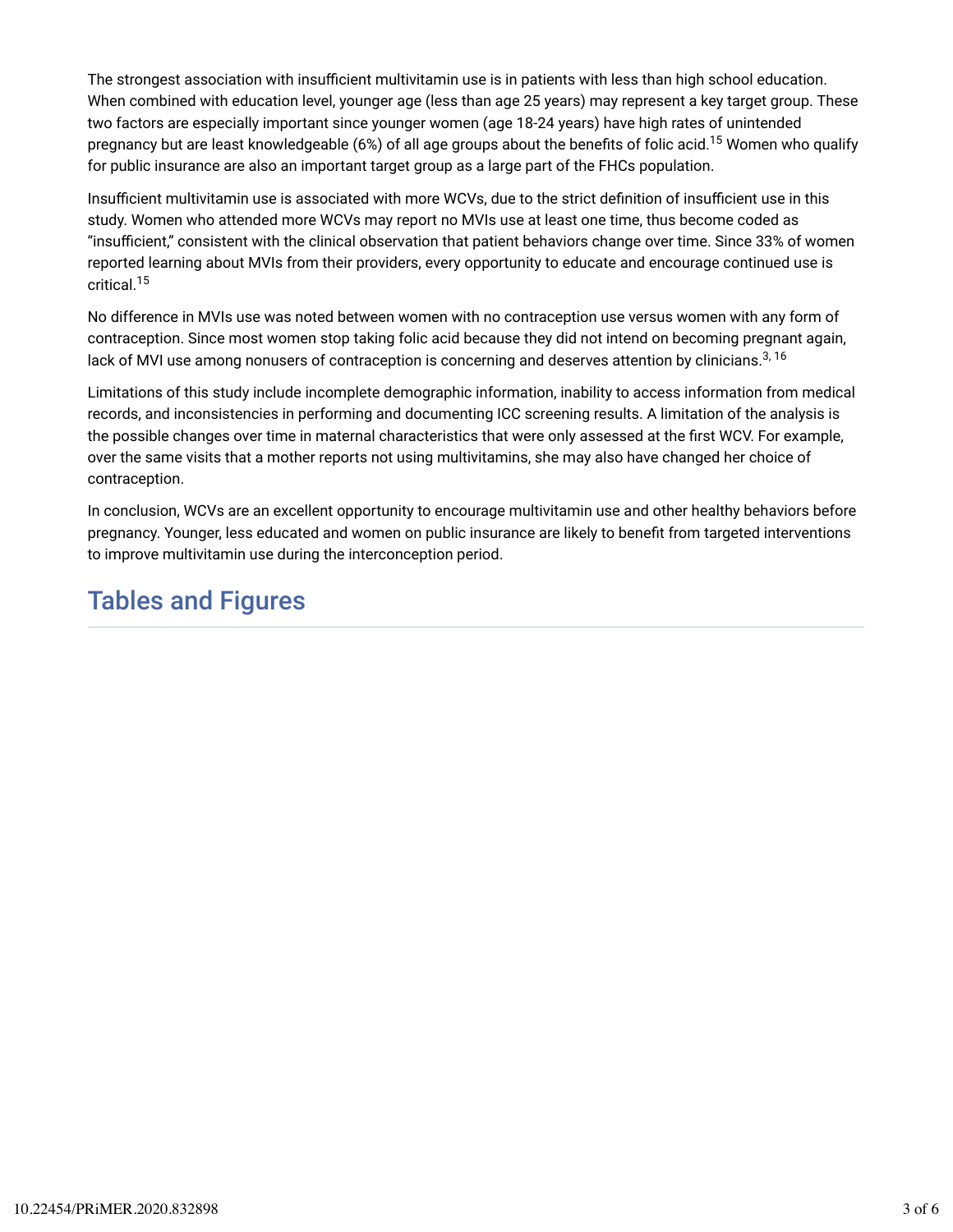The strongest association with insufficient multivitamin use is in patients with less than high school education. When combined with education level, younger age (less than age 25 years) may represent a key target group. These two factors are especially important since younger women (age 18-24 years) have high rates of unintended pregnancy but are least knowledgeable (6%) of all age groups about the benefits of folic acid.[15] Women who qualify for public insurance are also an important target group as a large part of the FHCs population.

Insufficient multivitamin use is associated with more WCVs, due to the strict definition of insufficient use in this study. Women who attended more WCVs may report no MVIs use at least one time, thus become coded as "insufficient," consistent with the clinical observation that patient behaviors change over time. Since 33% of women reported learning about MVIs from their providers, every opportunity to educate and encourage continued use is critical.[15]

No difference in MVIs use was noted between women with no contraception use versus women with any form of contraception. Since most women stop taking folic acid because they did not intend on becoming pregnant again, lack of MVI use among nonusers of contraception is concerning and deserves attention by clinicians.[3, 16]

Limitations of this study include incomplete demographic information, inability to access information from medical records, and inconsistencies in performing and documenting ICC screening results. A limitation of the analysis is the possible changes over time in maternal characteristics that were only assessed at the first WCV. For example, over the same visits that a mother reports not using multivitamins, she may also have changed her choice of contraception.

In conclusion, WCVs are an excellent opportunity to encourage multivitamin use and other healthy behaviors before pregnancy. Younger, less educated and women on public insurance are likely to benefit from targeted interventions to improve multivitamin use during the interconception period.

## Tables and Figures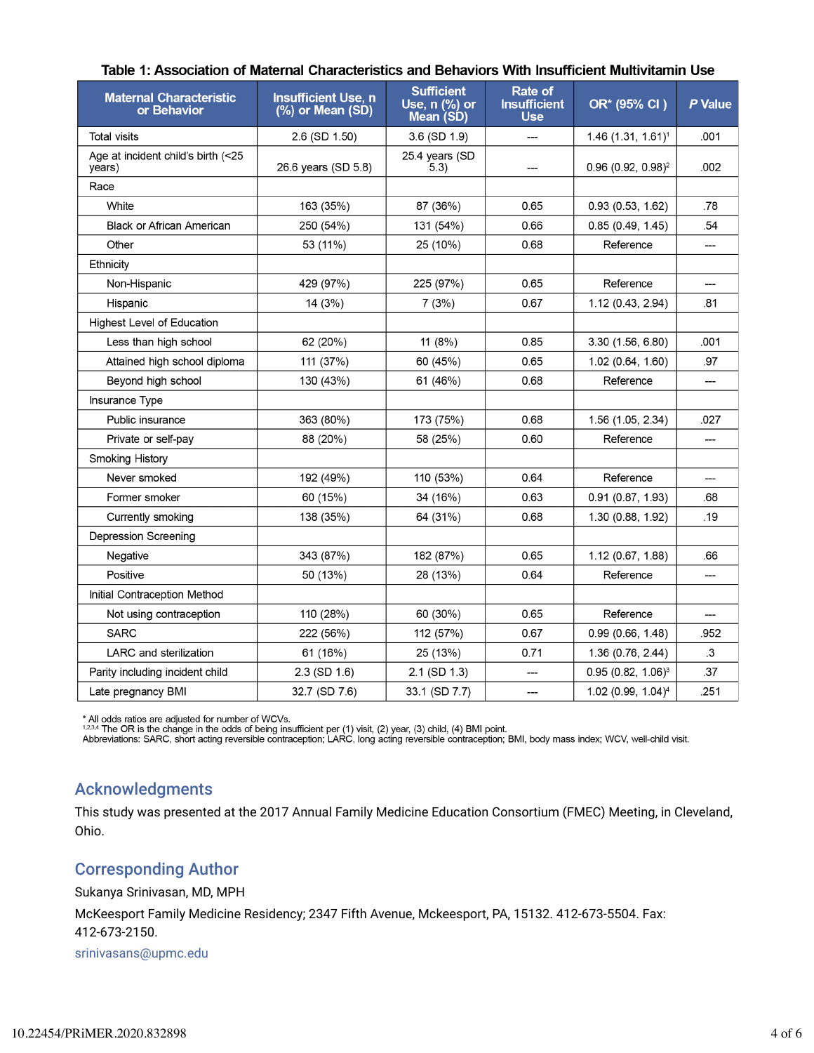**Table 1: Association of Maternal Characteristics and Behaviors With Insufficient Multivitamin Use**

| Maternal Characteristic or Behavior | Insufficient Use, n (%) or Mean (SD) | Sufficient Use, n (%) or Mean (SD) | Rate of Insufficient Use | OR* (95% CI ) | *P* Value |
|---|---|---|---|---|---|
| Total visits | 2.6 (SD 1.50) | 3.6 (SD 1.9) | --- | 1.46 (1.31, 1.61)[1] | .001 |
| Age at incident child's birth (<25 years) | 26.6 years (SD 5.8) | 25.4 years (SD 5.3) | --- | 0.96 (0.92, 0.98)[2] | .002 |
| Race | | | | | |
| White | 163 (35%) | 87 (36%) | 0.65 | 0.93 (0.53, 1.62) | .78 |
| Black or African American | 250 (54%) | 131 (54%) | 0.66 | 0.85 (0.49, 1.45) | .54 |
| Other | 53 (11%) | 25 (10%) | 0.68 | Reference | --- |
| Ethnicity | | | | | |
| Non-Hispanic | 429 (97%) | 225 (97%) | 0.65 | Reference | --- |
| Hispanic | 14 (3%) | 7 (3%) | 0.67 | 1.12 (0.43, 2.94) | .81 |
| Highest Level of Education | | | | | |
| Less than high school | 62 (20%) | 11 (8%) | 0.85 | 3.30 (1.56, 6.80) | .001 |
| Attained high school diploma | 111 (37%) | 60 (45%) | 0.65 | 1.02 (0.64, 1.60) | .97 |
| Beyond high school | 130 (43%) | 61 (46%) | 0.68 | Reference | --- |
| Insurance Type | | | | | |
| Public insurance | 363 (80%) | 173 (75%) | 0.68 | 1.56 (1.05, 2.34) | .027 |
| Private or self-pay | 88 (20%) | 58 (25%) | 0.60 | Reference | --- |
| Smoking History | | | | | |
| Never smoked | 192 (49%) | 110 (53%) | 0.64 | Reference | --- |
| Former smoker | 60 (15%) | 34 (16%) | 0.63 | 0.91 (0.87, 1.93) | .68 |
| Currently smoking | 138 (35%) | 64 (31%) | 0.68 | 1.30 (0.88, 1.92) | .19 |
| Depression Screening | | | | | |
| Negative | 343 (87%) | 182 (87%) | 0.65 | 1.12 (0.67, 1.88) | .66 |
| Positive | 50 (13%) | 28 (13%) | 0.64 | Reference | --- |
| Initial Contraception Method | | | | | |
| Not using contraception | 110 (28%) | 60 (30%) | 0.65 | Reference | --- |
| SARC | 222 (56%) | 112 (57%) | 0.67 | 0.99 (0.66, 1.48) | .952 |
| LARC and sterilization | 61 (16%) | 25 (13%) | 0.71 | 1.36 (0.76, 2.44) | .3 |
| Parity including incident child | 2.3 (SD 1.6) | 2.1 (SD 1.3) | --- | 0.95 (0.82, 1.06)[3] | .37 |
| Late pregnancy BMI | 32.7 (SD 7.6) | 33.1 (SD 7.7) | --- | 1.02 (0.99, 1.04)[4] | .251 |

\* All odds ratios are adjusted for number of WCVs.
[1,2,3,4] The OR is the change in the odds of being insufficient per (1) visit, (2) year, (3) child, (4) BMI point.
Abbreviations: SARC, short acting reversible contraception; LARC, long acting reversible contraception; BMI, body mass index; WCV, well-child visit.

## Acknowledgments

This study was presented at the 2017 Annual Family Medicine Education Consortium (FMEC) Meeting, in Cleveland, Ohio.

## Corresponding Author

Sukanya Srinivasan, MD, MPH

McKeesport Family Medicine Residency; 2347 Fifth Avenue, Mckeesport, PA, 15132. 412-673-5504. Fax: 412-673-2150.

srinivasans@upmc.edu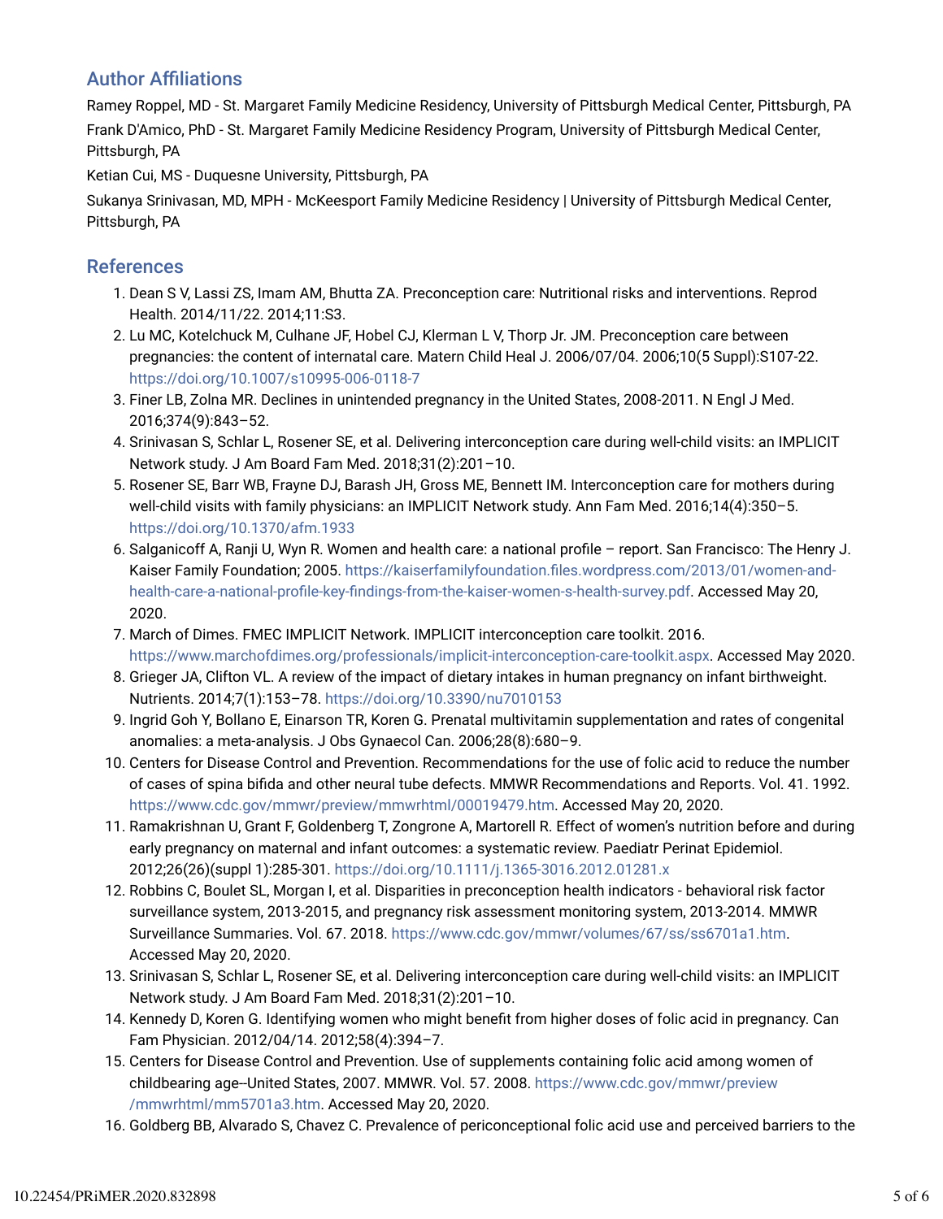## Author Affiliations

Ramey Roppel, MD - St. Margaret Family Medicine Residency, University of Pittsburgh Medical Center, Pittsburgh, PA

Frank D'Amico, PhD - St. Margaret Family Medicine Residency Program, University of Pittsburgh Medical Center, Pittsburgh, PA

Ketian Cui, MS - Duquesne University, Pittsburgh, PA

Sukanya Srinivasan, MD, MPH - McKeesport Family Medicine Residency | University of Pittsburgh Medical Center, Pittsburgh, PA

## References

1. Dean S V, Lassi ZS, Imam AM, Bhutta ZA. Preconception care: Nutritional risks and interventions. Reprod Health. 2014/11/22. 2014;11:S3.
2. Lu MC, Kotelchuck M, Culhane JF, Hobel CJ, Klerman L V, Thorp Jr. JM. Preconception care between pregnancies: the content of internatal care. Matern Child Heal J. 2006/07/04. 2006;10(5 Suppl):S107-22. https://doi.org/10.1007/s10995-006-0118-7
3. Finer LB, Zolna MR. Declines in unintended pregnancy in the United States, 2008-2011. N Engl J Med. 2016;374(9):843–52.
4. Srinivasan S, Schlar L, Rosener SE, et al. Delivering interconception care during well-child visits: an IMPLICIT Network study. J Am Board Fam Med. 2018;31(2):201–10.
5. Rosener SE, Barr WB, Frayne DJ, Barash JH, Gross ME, Bennett IM. Interconception care for mothers during well-child visits with family physicians: an IMPLICIT Network study. Ann Fam Med. 2016;14(4):350–5. https://doi.org/10.1370/afm.1933
6. Salganicoff A, Ranji U, Wyn R. Women and health care: a national profile – report. San Francisco: The Henry J. Kaiser Family Foundation; 2005. https://kaiserfamilyfoundation.files.wordpress.com/2013/01/women-and-health-care-a-national-profile-key-findings-from-the-kaiser-women-s-health-survey.pdf. Accessed May 20, 2020.
7. March of Dimes. FMEC IMPLICIT Network. IMPLICIT interconception care toolkit. 2016. https://www.marchofdimes.org/professionals/implicit-interconception-care-toolkit.aspx. Accessed May 2020.
8. Grieger JA, Clifton VL. A review of the impact of dietary intakes in human pregnancy on infant birthweight. Nutrients. 2014;7(1):153–78. https://doi.org/10.3390/nu7010153
9. Ingrid Goh Y, Bollano E, Einarson TR, Koren G. Prenatal multivitamin supplementation and rates of congenital anomalies: a meta-analysis. J Obs Gynaecol Can. 2006;28(8):680–9.
10. Centers for Disease Control and Prevention. Recommendations for the use of folic acid to reduce the number of cases of spina bifida and other neural tube defects. MMWR Recommendations and Reports. Vol. 41. 1992. https://www.cdc.gov/mmwr/preview/mmwrhtml/00019479.htm. Accessed May 20, 2020.
11. Ramakrishnan U, Grant F, Goldenberg T, Zongrone A, Martorell R. Effect of women's nutrition before and during early pregnancy on maternal and infant outcomes: a systematic review. Paediatr Perinat Epidemiol. 2012;26(26)(suppl 1):285-301. https://doi.org/10.1111/j.1365-3016.2012.01281.x
12. Robbins C, Boulet SL, Morgan I, et al. Disparities in preconception health indicators - behavioral risk factor surveillance system, 2013-2015, and pregnancy risk assessment monitoring system, 2013-2014. MMWR Surveillance Summaries. Vol. 67. 2018. https://www.cdc.gov/mmwr/volumes/67/ss/ss6701a1.htm. Accessed May 20, 2020.
13. Srinivasan S, Schlar L, Rosener SE, et al. Delivering interconception care during well-child visits: an IMPLICIT Network study. J Am Board Fam Med. 2018;31(2):201–10.
14. Kennedy D, Koren G. Identifying women who might benefit from higher doses of folic acid in pregnancy. Can Fam Physician. 2012/04/14. 2012;58(4):394–7.
15. Centers for Disease Control and Prevention. Use of supplements containing folic acid among women of childbearing age--United States, 2007. MMWR. Vol. 57. 2008. https://www.cdc.gov/mmwr/preview/mmwrhtml/mm5701a3.htm. Accessed May 20, 2020.
16. Goldberg BB, Alvarado S, Chavez C. Prevalence of periconceptional folic acid use and perceived barriers to the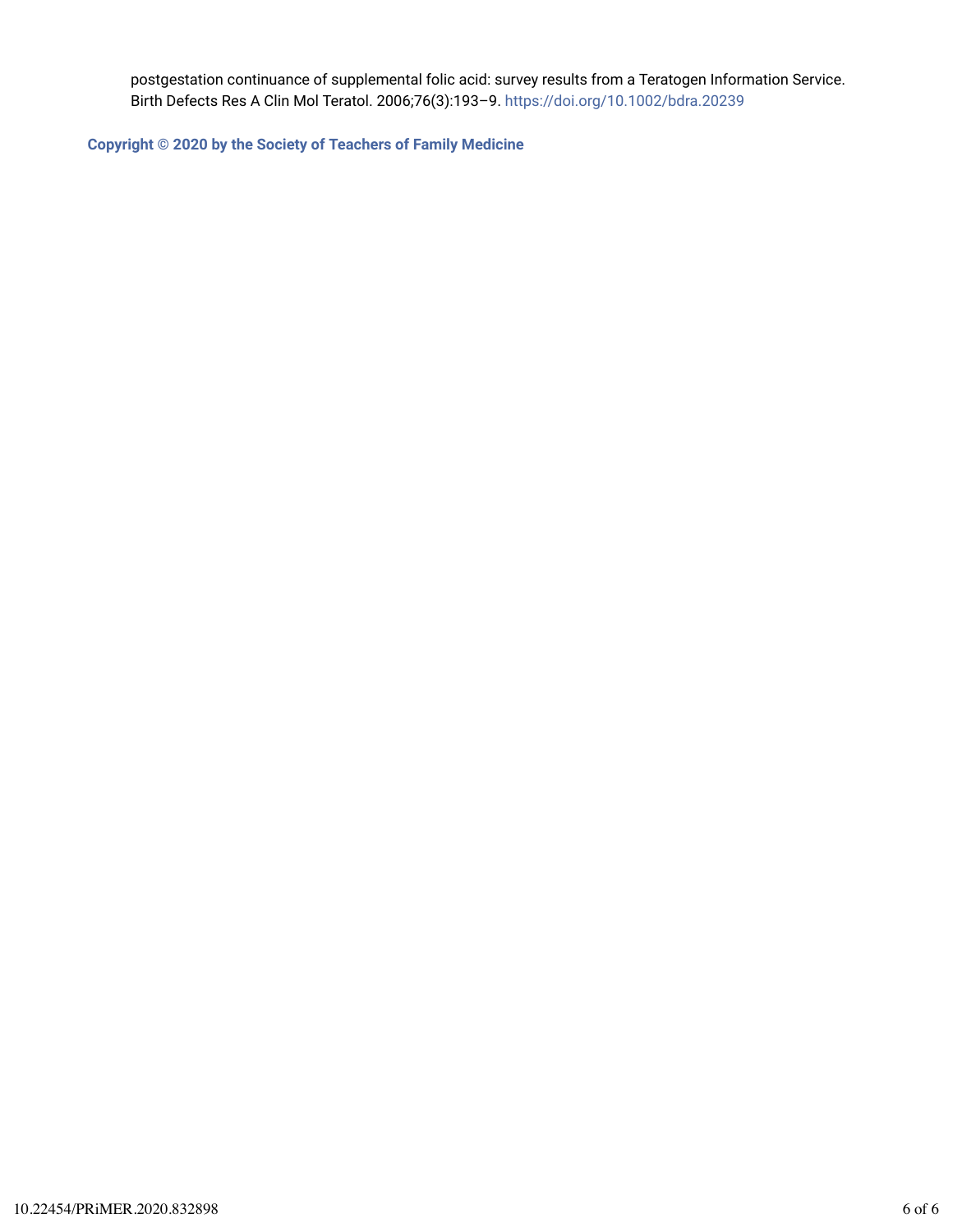postgestation continuance of supplemental folic acid: survey results from a Teratogen Information Service. Birth Defects Res A Clin Mol Teratol. 2006;76(3):193–9. https://doi.org/10.1002/bdra.20239

**Copyright © 2020 by the Society of Teachers of Family Medicine**